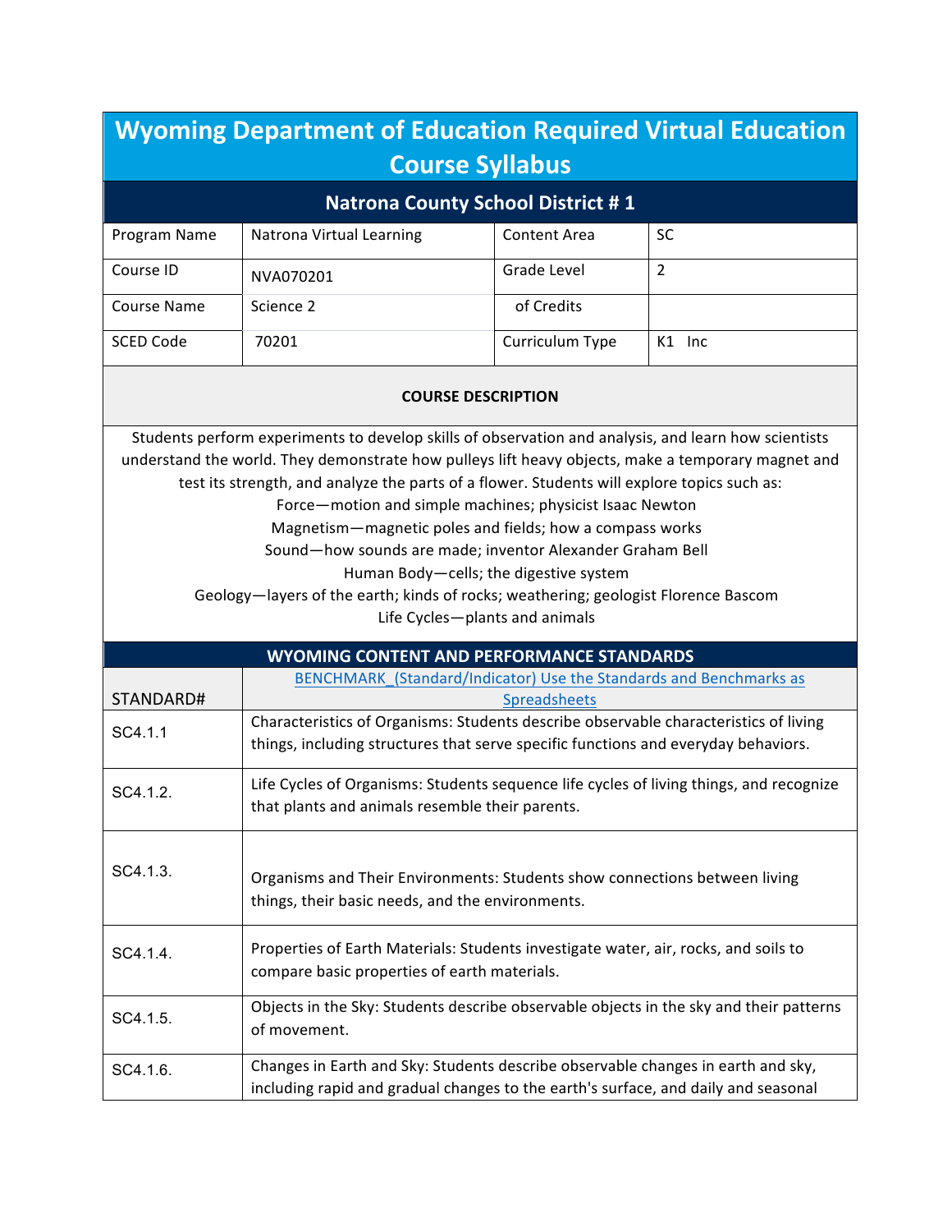# Wyoming Department of Education Required Virtual Education Course Syllabus

## Natrona County School District # 1

| Program Name | Natrona Virtual Learning | Content Area | SC |
|---|---|---|---|
| Course ID | NVA070201 | Grade Level | 2 |
| Course Name | Science 2 | of Credits | |
| SCED Code | 70201 | Curriculum Type | K1 Inc |

**COURSE DESCRIPTION**

Students perform experiments to develop skills of observation and analysis, and learn how scientists understand the world. They demonstrate how pulleys lift heavy objects, make a temporary magnet and test its strength, and analyze the parts of a flower. Students will explore topics such as:

Force—motion and simple machines; physicist Isaac Newton

Magnetism—magnetic poles and fields; how a compass works

Sound—how sounds are made; inventor Alexander Graham Bell

Human Body—cells; the digestive system

Geology—layers of the earth; kinds of rocks; weathering; geologist Florence Bascom

Life Cycles—plants and animals

**WYOMING CONTENT AND PERFORMANCE STANDARDS**

| STANDARD# | BENCHMARK_(Standard/Indicator) Use the Standards and Benchmarks as Spreadsheets |
|---|---|
| SC4.1.1 | Characteristics of Organisms: Students describe observable characteristics of living things, including structures that serve specific functions and everyday behaviors. |
| SC4.1.2. | Life Cycles of Organisms: Students sequence life cycles of living things, and recognize that plants and animals resemble their parents. |
| SC4.1.3. | Organisms and Their Environments: Students show connections between living things, their basic needs, and the environments. |
| SC4.1.4. | Properties of Earth Materials: Students investigate water, air, rocks, and soils to compare basic properties of earth materials. |
| SC4.1.5. | Objects in the Sky: Students describe observable objects in the sky and their patterns of movement. |
| SC4.1.6. | Changes in Earth and Sky: Students describe observable changes in earth and sky, including rapid and gradual changes to the earth's surface, and daily and seasonal |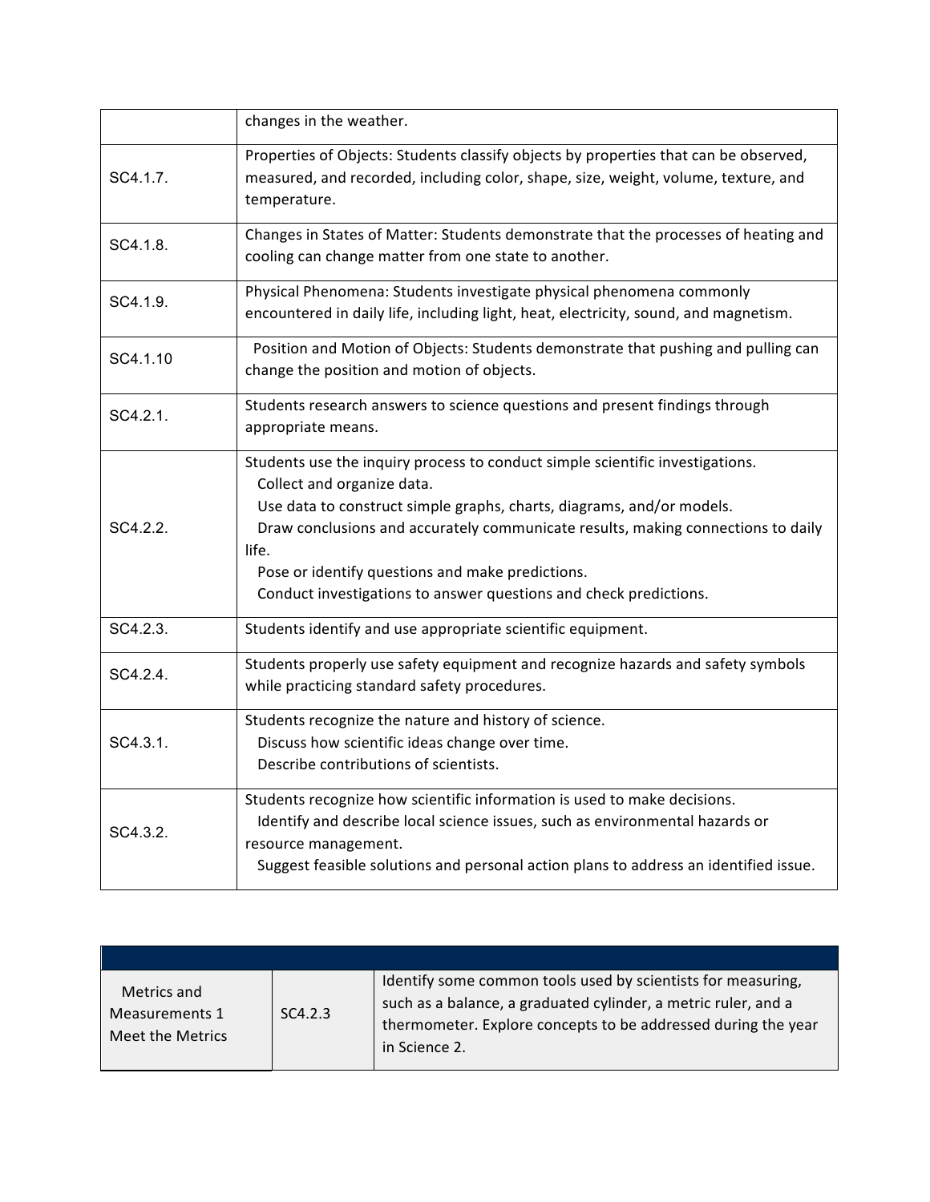| | |
|---|---|
| | changes in the weather. |
| SC4.1.7. | Properties of Objects: Students classify objects by properties that can be observed, measured, and recorded, including color, shape, size, weight, volume, texture, and temperature. |
| SC4.1.8. | Changes in States of Matter: Students demonstrate that the processes of heating and cooling can change matter from one state to another. |
| SC4.1.9. | Physical Phenomena: Students investigate physical phenomena commonly encountered in daily life, including light, heat, electricity, sound, and magnetism. |
| SC4.1.10 | Position and Motion of Objects: Students demonstrate that pushing and pulling can change the position and motion of objects. |
| SC4.2.1. | Students research answers to science questions and present findings through appropriate means. |
| SC4.2.2. | Students use the inquiry process to conduct simple scientific investigations.<br>Collect and organize data.<br>Use data to construct simple graphs, charts, diagrams, and/or models.<br>Draw conclusions and accurately communicate results, making connections to daily life.<br>Pose or identify questions and make predictions.<br>Conduct investigations to answer questions and check predictions. |
| SC4.2.3. | Students identify and use appropriate scientific equipment. |
| SC4.2.4. | Students properly use safety equipment and recognize hazards and safety symbols while practicing standard safety procedures. |
| SC4.3.1. | Students recognize the nature and history of science.<br>Discuss how scientific ideas change over time.<br>Describe contributions of scientists. |
| SC4.3.2. | Students recognize how scientific information is used to make decisions.<br>Identify and describe local science issues, such as environmental hazards or resource management.<br>Suggest feasible solutions and personal action plans to address an identified issue. |

| | | |
|---|---|---|
| Metrics and Measurements 1 Meet the Metrics | SC4.2.3 | Identify some common tools used by scientists for measuring, such as a balance, a graduated cylinder, a metric ruler, and a thermometer. Explore concepts to be addressed during the year in Science 2. |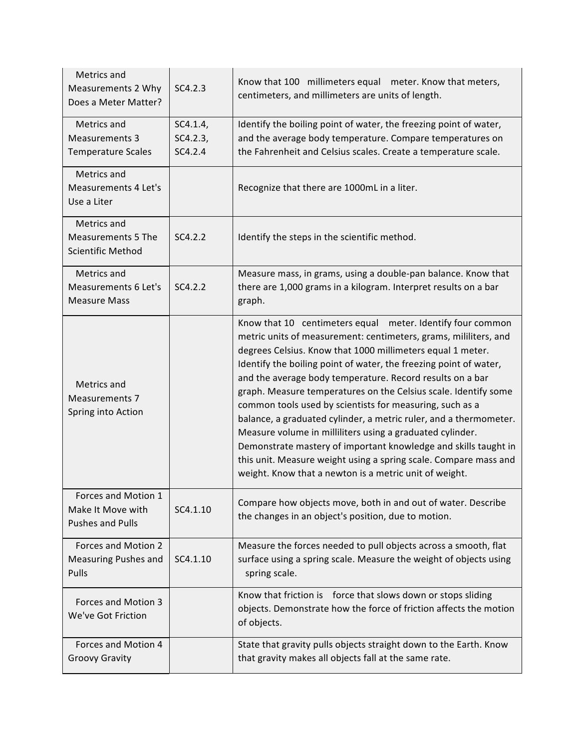| Metrics and Measurements 2 Why Does a Meter Matter? | SC4.2.3 | Know that 100 millimeters equal meter. Know that meters, centimeters, and millimeters are units of length. |
|---|---|---|
| Metrics and Measurements 3 Temperature Scales | SC4.1.4, SC4.2.3, SC4.2.4 | Identify the boiling point of water, the freezing point of water, and the average body temperature. Compare temperatures on the Fahrenheit and Celsius scales. Create a temperature scale. |
| Metrics and Measurements 4 Let's Use a Liter | | Recognize that there are 1000mL in a liter. |
| Metrics and Measurements 5 The Scientific Method | SC4.2.2 | Identify the steps in the scientific method. |
| Metrics and Measurements 6 Let's Measure Mass | SC4.2.2 | Measure mass, in grams, using a double-pan balance. Know that there are 1,000 grams in a kilogram. Interpret results on a bar graph. |
| Metrics and Measurements 7 Spring into Action | | Know that 10 centimeters equal meter. Identify four common metric units of measurement: centimeters, grams, mililiters, and degrees Celsius. Know that 1000 millimeters equal 1 meter. Identify the boiling point of water, the freezing point of water, and the average body temperature. Record results on a bar graph. Measure temperatures on the Celsius scale. Identify some common tools used by scientists for measuring, such as a balance, a graduated cylinder, a metric ruler, and a thermometer. Measure volume in milliliters using a graduated cylinder. Demonstrate mastery of important knowledge and skills taught in this unit. Measure weight using a spring scale. Compare mass and weight. Know that a newton is a metric unit of weight. |
| Forces and Motion 1 Make It Move with Pushes and Pulls | SC4.1.10 | Compare how objects move, both in and out of water. Describe the changes in an object's position, due to motion. |
| Forces and Motion 2 Measuring Pushes and Pulls | SC4.1.10 | Measure the forces needed to pull objects across a smooth, flat surface using a spring scale. Measure the weight of objects using spring scale. |
| Forces and Motion 3 We've Got Friction | | Know that friction is force that slows down or stops sliding objects. Demonstrate how the force of friction affects the motion of objects. |
| Forces and Motion 4 Groovy Gravity | | State that gravity pulls objects straight down to the Earth. Know that gravity makes all objects fall at the same rate. |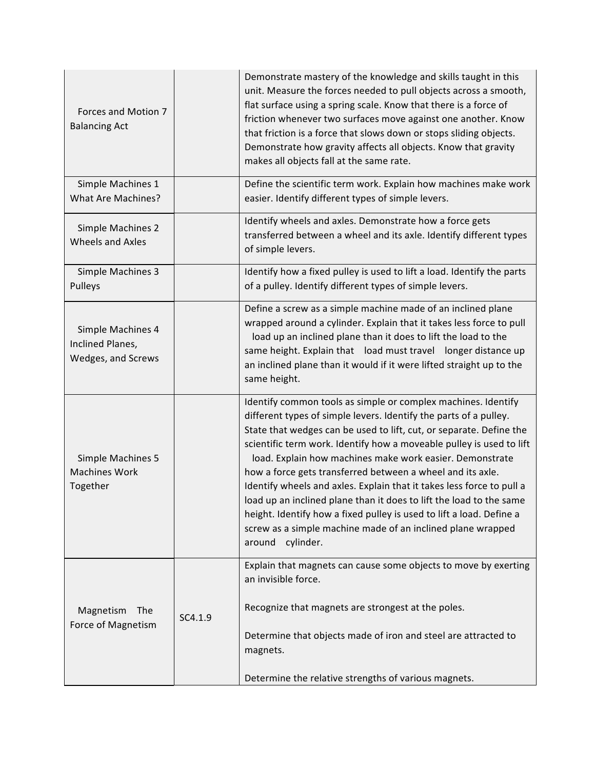| | | |
|---|---|---|
| Forces and Motion 7 Balancing Act | | Demonstrate mastery of the knowledge and skills taught in this unit. Measure the forces needed to pull objects across a smooth, flat surface using a spring scale. Know that there is a force of friction whenever two surfaces move against one another. Know that friction is a force that slows down or stops sliding objects. Demonstrate how gravity affects all objects. Know that gravity makes all objects fall at the same rate. |
| Simple Machines 1 What Are Machines? | | Define the scientific term work. Explain how machines make work easier. Identify different types of simple levers. |
| Simple Machines 2 Wheels and Axles | | Identify wheels and axles. Demonstrate how a force gets transferred between a wheel and its axle. Identify different types of simple levers. |
| Simple Machines 3 Pulleys | | Identify how a fixed pulley is used to lift a load. Identify the parts of a pulley. Identify different types of simple levers. |
| Simple Machines 4 Inclined Planes, Wedges, and Screws | | Define a screw as a simple machine made of an inclined plane wrapped around a cylinder. Explain that it takes less force to pull load up an inclined plane than it does to lift the load to the same height. Explain that load must travel longer distance up an inclined plane than it would if it were lifted straight up to the same height. |
| Simple Machines 5 Machines Work Together | | Identify common tools as simple or complex machines. Identify different types of simple levers. Identify the parts of a pulley. State that wedges can be used to lift, cut, or separate. Define the scientific term work. Identify how a moveable pulley is used to lift load. Explain how machines make work easier. Demonstrate how a force gets transferred between a wheel and its axle. Identify wheels and axles. Explain that it takes less force to pull a load up an inclined plane than it does to lift the load to the same height. Identify how a fixed pulley is used to lift a load. Define a screw as a simple machine made of an inclined plane wrapped around cylinder. |
| Magnetism The Force of Magnetism | SC4.1.9 | Explain that magnets can cause some objects to move by exerting an invisible force.<br><br>Recognize that magnets are strongest at the poles.<br><br>Determine that objects made of iron and steel are attracted to magnets.<br><br>Determine the relative strengths of various magnets. |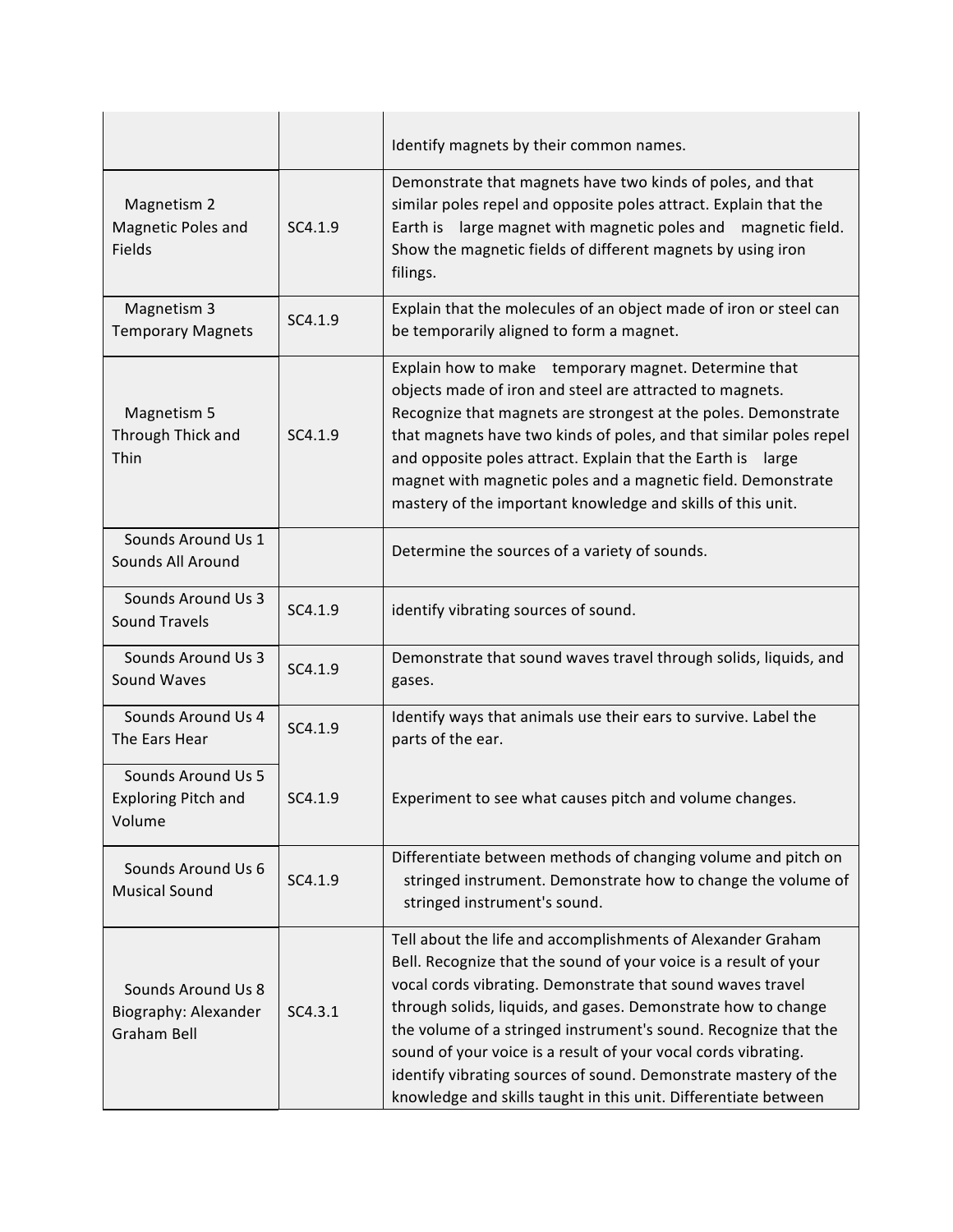| | | |
|---|---|---|
| | | Identify magnets by their common names. |
| Magnetism 2 Magnetic Poles and Fields | SC4.1.9 | Demonstrate that magnets have two kinds of poles, and that similar poles repel and opposite poles attract. Explain that the Earth is  large magnet with magnetic poles and  magnetic field. Show the magnetic fields of different magnets by using iron filings. |
| Magnetism 3 Temporary Magnets | SC4.1.9 | Explain that the molecules of an object made of iron or steel can be temporarily aligned to form a magnet. |
| Magnetism 5 Through Thick and Thin | SC4.1.9 | Explain how to make  temporary magnet. Determine that objects made of iron and steel are attracted to magnets. Recognize that magnets are strongest at the poles. Demonstrate that magnets have two kinds of poles, and that similar poles repel and opposite poles attract. Explain that the Earth is  large magnet with magnetic poles and a magnetic field. Demonstrate mastery of the important knowledge and skills of this unit. |
| Sounds Around Us 1 Sounds All Around | | Determine the sources of a variety of sounds. |
| Sounds Around Us 3 Sound Travels | SC4.1.9 | identify vibrating sources of sound. |
| Sounds Around Us 3 Sound Waves | SC4.1.9 | Demonstrate that sound waves travel through solids, liquids, and gases. |
| Sounds Around Us 4 The Ears Hear | SC4.1.9 | Identify ways that animals use their ears to survive. Label the parts of the ear. |
| Sounds Around Us 5 Exploring Pitch and Volume | SC4.1.9 | Experiment to see what causes pitch and volume changes. |
| Sounds Around Us 6 Musical Sound | SC4.1.9 | Differentiate between methods of changing volume and pitch on  stringed instrument. Demonstrate how to change the volume of  stringed instrument's sound. |
| Sounds Around Us 8 Biography: Alexander Graham Bell | SC4.3.1 | Tell about the life and accomplishments of Alexander Graham Bell. Recognize that the sound of your voice is a result of your vocal cords vibrating. Demonstrate that sound waves travel through solids, liquids, and gases. Demonstrate how to change the volume of a stringed instrument's sound. Recognize that the sound of your voice is a result of your vocal cords vibrating. identify vibrating sources of sound. Demonstrate mastery of the knowledge and skills taught in this unit. Differentiate between |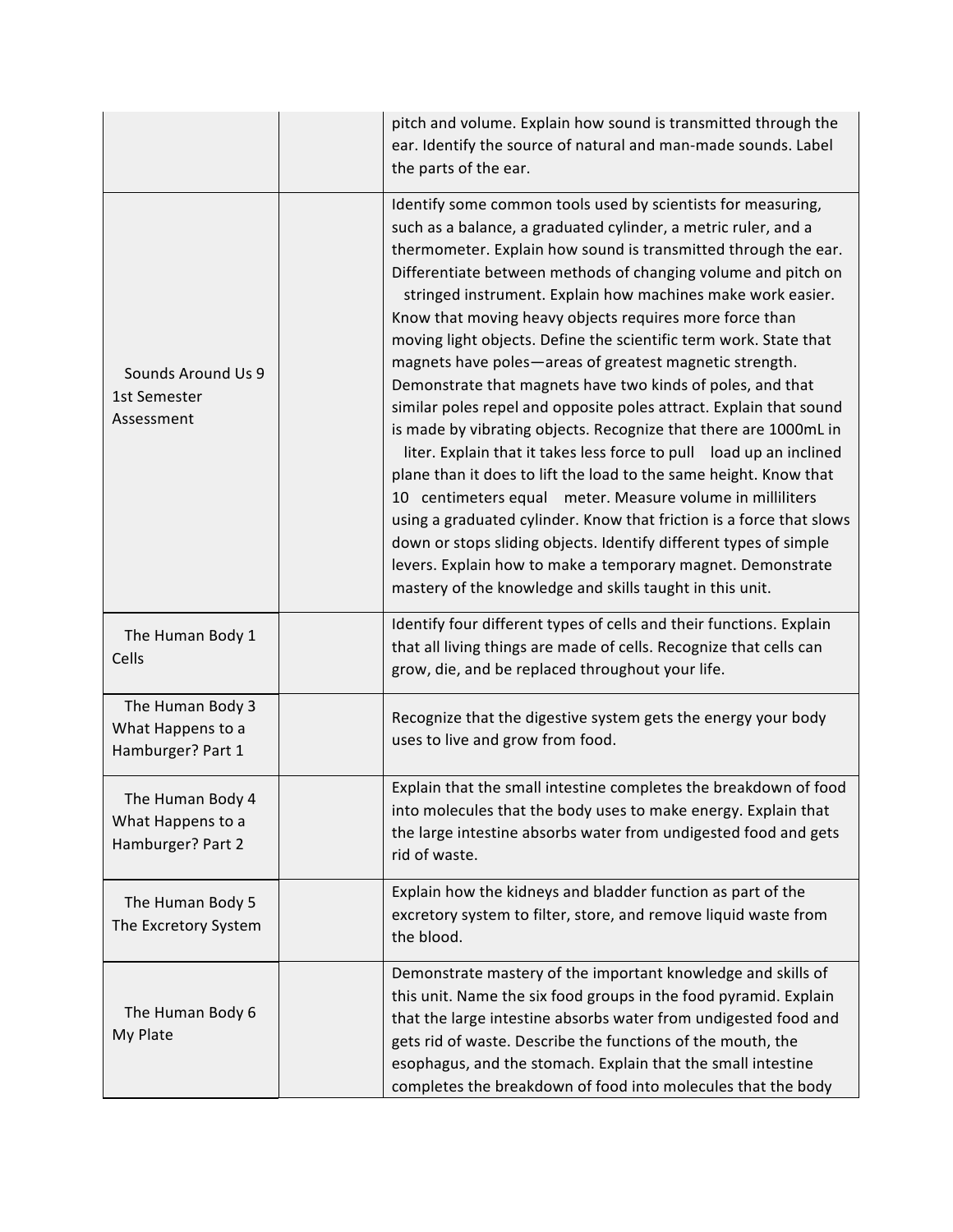| | | |
|---|---|---|
| | | pitch and volume. Explain how sound is transmitted through the ear. Identify the source of natural and man-made sounds. Label the parts of the ear. |
| Sounds Around Us 9 1st Semester Assessment | | Identify some common tools used by scientists for measuring, such as a balance, a graduated cylinder, a metric ruler, and a thermometer. Explain how sound is transmitted through the ear. Differentiate between methods of changing volume and pitch on stringed instrument. Explain how machines make work easier. Know that moving heavy objects requires more force than moving light objects. Define the scientific term work. State that magnets have poles—areas of greatest magnetic strength. Demonstrate that magnets have two kinds of poles, and that similar poles repel and opposite poles attract. Explain that sound is made by vibrating objects. Recognize that there are 1000mL in liter. Explain that it takes less force to pull load up an inclined plane than it does to lift the load to the same height. Know that 10 centimeters equal meter. Measure volume in milliliters using a graduated cylinder. Know that friction is a force that slows down or stops sliding objects. Identify different types of simple levers. Explain how to make a temporary magnet. Demonstrate mastery of the knowledge and skills taught in this unit. |
| The Human Body 1 Cells | | Identify four different types of cells and their functions. Explain that all living things are made of cells. Recognize that cells can grow, die, and be replaced throughout your life. |
| The Human Body 3 What Happens to a Hamburger? Part 1 | | Recognize that the digestive system gets the energy your body uses to live and grow from food. |
| The Human Body 4 What Happens to a Hamburger? Part 2 | | Explain that the small intestine completes the breakdown of food into molecules that the body uses to make energy. Explain that the large intestine absorbs water from undigested food and gets rid of waste. |
| The Human Body 5 The Excretory System | | Explain how the kidneys and bladder function as part of the excretory system to filter, store, and remove liquid waste from the blood. |
| The Human Body 6 My Plate | | Demonstrate mastery of the important knowledge and skills of this unit. Name the six food groups in the food pyramid. Explain that the large intestine absorbs water from undigested food and gets rid of waste. Describe the functions of the mouth, the esophagus, and the stomach. Explain that the small intestine completes the breakdown of food into molecules that the body |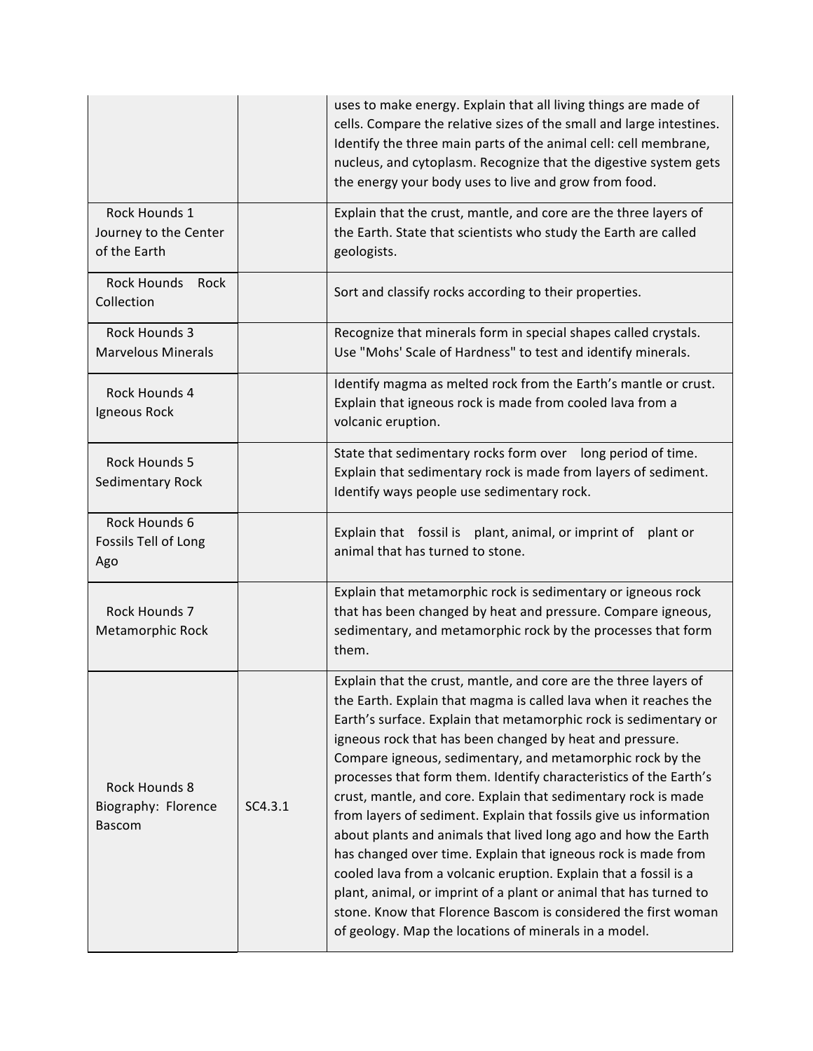| | | |
|---|---|---|
| | | uses to make energy. Explain that all living things are made of cells. Compare the relative sizes of the small and large intestines. Identify the three main parts of the animal cell: cell membrane, nucleus, and cytoplasm. Recognize that the digestive system gets the energy your body uses to live and grow from food. |
| Rock Hounds 1 Journey to the Center of the Earth | | Explain that the crust, mantle, and core are the three layers of the Earth. State that scientists who study the Earth are called geologists. |
| Rock Hounds  Rock Collection | | Sort and classify rocks according to their properties. |
| Rock Hounds 3 Marvelous Minerals | | Recognize that minerals form in special shapes called crystals. Use "Mohs' Scale of Hardness" to test and identify minerals. |
| Rock Hounds 4 Igneous Rock | | Identify magma as melted rock from the Earth's mantle or crust. Explain that igneous rock is made from cooled lava from a volcanic eruption. |
| Rock Hounds 5 Sedimentary Rock | | State that sedimentary rocks form over  long period of time. Explain that sedimentary rock is made from layers of sediment. Identify ways people use sedimentary rock. |
| Rock Hounds 6 Fossils Tell of Long Ago | | Explain that  fossil is  plant, animal, or imprint of  plant or animal that has turned to stone. |
| Rock Hounds 7 Metamorphic Rock | | Explain that metamorphic rock is sedimentary or igneous rock that has been changed by heat and pressure. Compare igneous, sedimentary, and metamorphic rock by the processes that form them. |
| Rock Hounds 8 Biography: Florence Bascom | SC4.3.1 | Explain that the crust, mantle, and core are the three layers of the Earth. Explain that magma is called lava when it reaches the Earth's surface. Explain that metamorphic rock is sedimentary or igneous rock that has been changed by heat and pressure. Compare igneous, sedimentary, and metamorphic rock by the processes that form them. Identify characteristics of the Earth's crust, mantle, and core. Explain that sedimentary rock is made from layers of sediment. Explain that fossils give us information about plants and animals that lived long ago and how the Earth has changed over time. Explain that igneous rock is made from cooled lava from a volcanic eruption. Explain that a fossil is a plant, animal, or imprint of a plant or animal that has turned to stone. Know that Florence Bascom is considered the first woman of geology. Map the locations of minerals in a model. |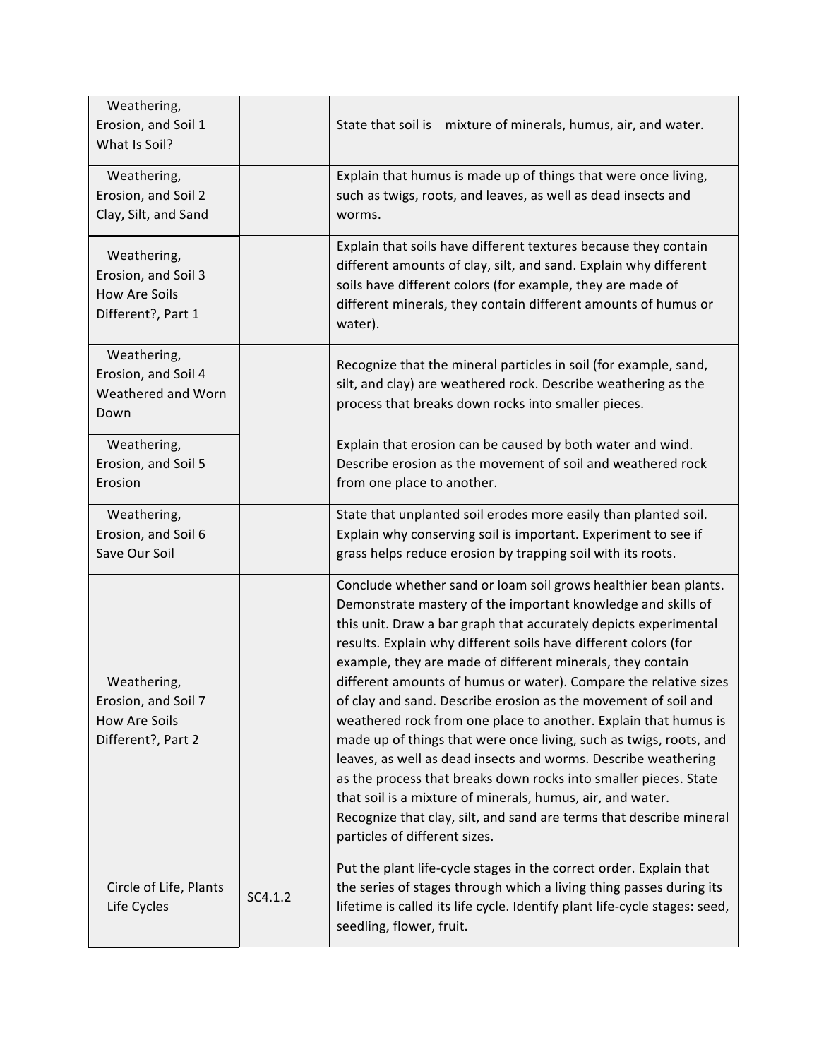| | | |
|---|---|---|
| Weathering, Erosion, and Soil 1 What Is Soil? | | State that soil is mixture of minerals, humus, air, and water. |
| Weathering, Erosion, and Soil 2 Clay, Silt, and Sand | | Explain that humus is made up of things that were once living, such as twigs, roots, and leaves, as well as dead insects and worms. |
| Weathering, Erosion, and Soil 3 How Are Soils Different?, Part 1 | | Explain that soils have different textures because they contain different amounts of clay, silt, and sand. Explain why different soils have different colors (for example, they are made of different minerals, they contain different amounts of humus or water). |
| Weathering, Erosion, and Soil 4 Weathered and Worn Down | | Recognize that the mineral particles in soil (for example, sand, silt, and clay) are weathered rock. Describe weathering as the process that breaks down rocks into smaller pieces. |
| Weathering, Erosion, and Soil 5 Erosion | | Explain that erosion can be caused by both water and wind. Describe erosion as the movement of soil and weathered rock from one place to another. |
| Weathering, Erosion, and Soil 6 Save Our Soil | | State that unplanted soil erodes more easily than planted soil. Explain why conserving soil is important. Experiment to see if grass helps reduce erosion by trapping soil with its roots. |
| Weathering, Erosion, and Soil 7 How Are Soils Different?, Part 2 | | Conclude whether sand or loam soil grows healthier bean plants. Demonstrate mastery of the important knowledge and skills of this unit. Draw a bar graph that accurately depicts experimental results. Explain why different soils have different colors (for example, they are made of different minerals, they contain different amounts of humus or water). Compare the relative sizes of clay and sand. Describe erosion as the movement of soil and weathered rock from one place to another. Explain that humus is made up of things that were once living, such as twigs, roots, and leaves, as well as dead insects and worms. Describe weathering as the process that breaks down rocks into smaller pieces. State that soil is a mixture of minerals, humus, air, and water. Recognize that clay, silt, and sand are terms that describe mineral particles of different sizes. |
| Circle of Life, Plants Life Cycles | SC4.1.2 | Put the plant life-cycle stages in the correct order. Explain that the series of stages through which a living thing passes during its lifetime is called its life cycle. Identify plant life-cycle stages: seed, seedling, flower, fruit. |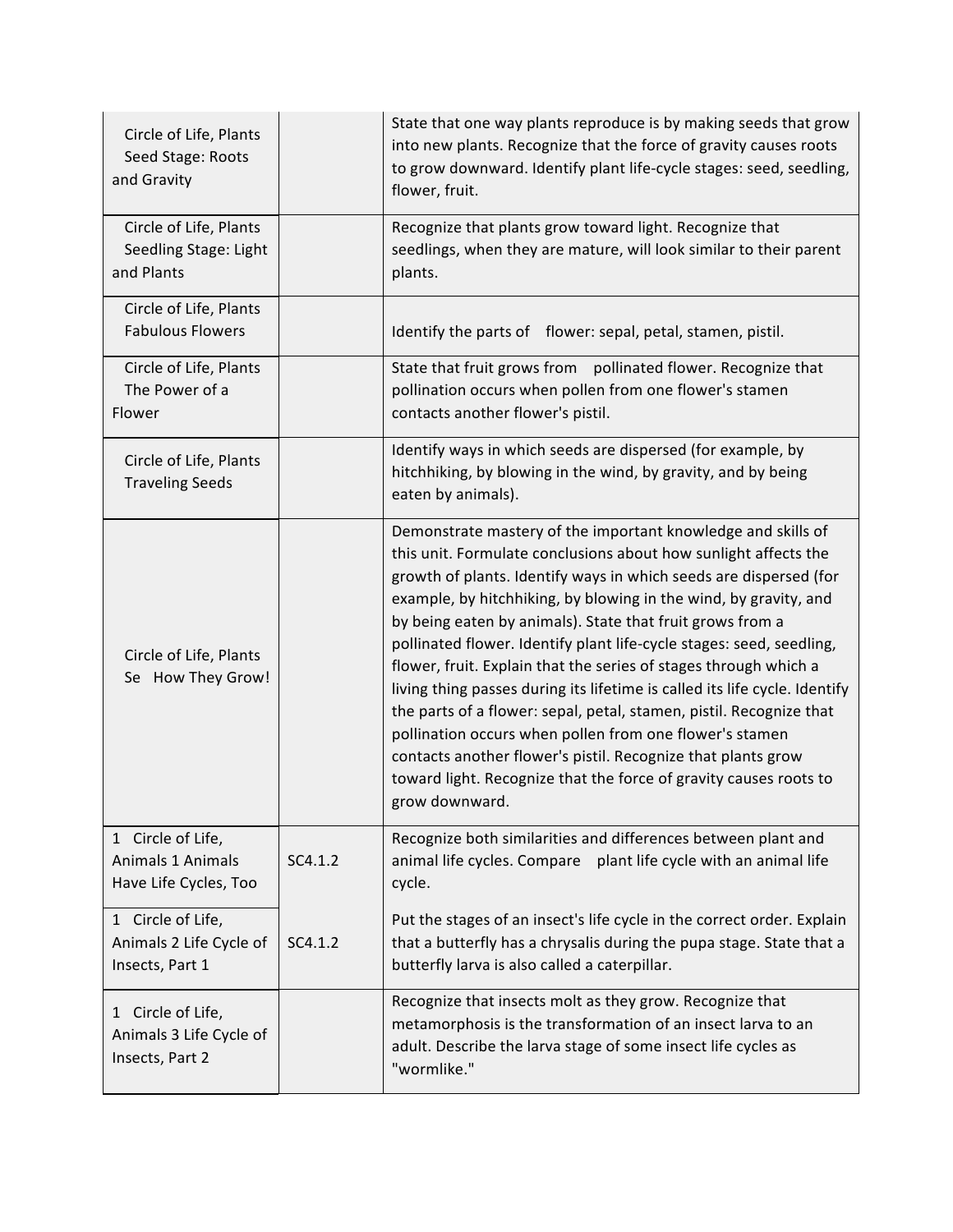| | | |
|---|---|---|
| Circle of Life, Plants Seed Stage: Roots and Gravity | | State that one way plants reproduce is by making seeds that grow into new plants. Recognize that the force of gravity causes roots to grow downward. Identify plant life-cycle stages: seed, seedling, flower, fruit. |
| Circle of Life, Plants Seedling Stage: Light and Plants | | Recognize that plants grow toward light. Recognize that seedlings, when they are mature, will look similar to their parent plants. |
| Circle of Life, Plants Fabulous Flowers | | Identify the parts of flower: sepal, petal, stamen, pistil. |
| Circle of Life, Plants The Power of a Flower | | State that fruit grows from pollinated flower. Recognize that pollination occurs when pollen from one flower's stamen contacts another flower's pistil. |
| Circle of Life, Plants Traveling Seeds | | Identify ways in which seeds are dispersed (for example, by hitchhiking, by blowing in the wind, by gravity, and by being eaten by animals). |
| Circle of Life, Plants Se How They Grow! | | Demonstrate mastery of the important knowledge and skills of this unit. Formulate conclusions about how sunlight affects the growth of plants. Identify ways in which seeds are dispersed (for example, by hitchhiking, by blowing in the wind, by gravity, and by being eaten by animals). State that fruit grows from a pollinated flower. Identify plant life-cycle stages: seed, seedling, flower, fruit. Explain that the series of stages through which a living thing passes during its lifetime is called its life cycle. Identify the parts of a flower: sepal, petal, stamen, pistil. Recognize that pollination occurs when pollen from one flower's stamen contacts another flower's pistil. Recognize that plants grow toward light. Recognize that the force of gravity causes roots to grow downward. |
| 1 Circle of Life, Animals 1 Animals Have Life Cycles, Too | SC4.1.2 | Recognize both similarities and differences between plant and animal life cycles. Compare plant life cycle with an animal life cycle. |
| 1 Circle of Life, Animals 2 Life Cycle of Insects, Part 1 | SC4.1.2 | Put the stages of an insect's life cycle in the correct order. Explain that a butterfly has a chrysalis during the pupa stage. State that a butterfly larva is also called a caterpillar. |
| 1 Circle of Life, Animals 3 Life Cycle of Insects, Part 2 | | Recognize that insects molt as they grow. Recognize that metamorphosis is the transformation of an insect larva to an adult. Describe the larva stage of some insect life cycles as "wormlike." |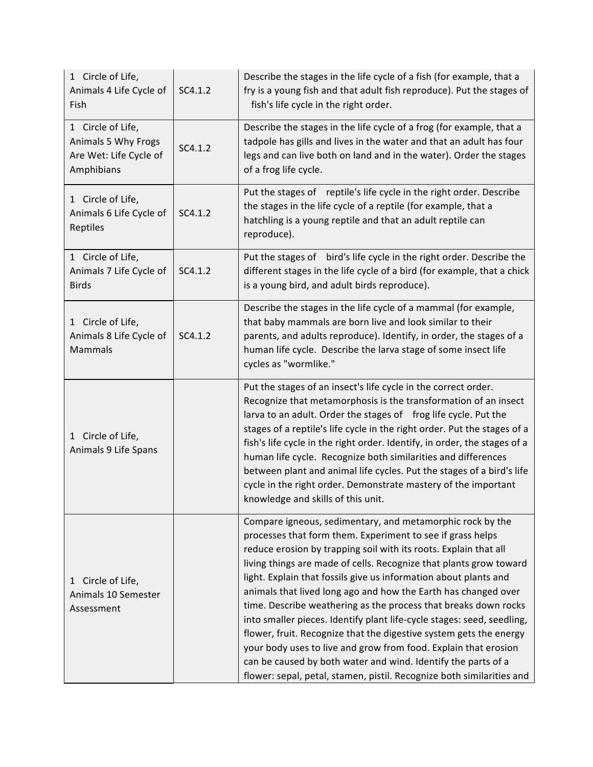| 1 Circle of Life, Animals 4 Life Cycle of Fish | SC4.1.2 | Describe the stages in the life cycle of a fish (for example, that a fry is a young fish and that adult fish reproduce). Put the stages of fish's life cycle in the right order. |
|---|---|---|
| 1 Circle of Life, Animals 5 Why Frogs Are Wet: Life Cycle of Amphibians | SC4.1.2 | Describe the stages in the life cycle of a frog (for example, that a tadpole has gills and lives in the water and that an adult has four legs and can live both on land and in the water). Order the stages of a frog life cycle. |
| 1 Circle of Life, Animals 6 Life Cycle of Reptiles | SC4.1.2 | Put the stages of reptile's life cycle in the right order. Describe the stages in the life cycle of a reptile (for example, that a hatchling is a young reptile and that an adult reptile can reproduce). |
| 1 Circle of Life, Animals 7 Life Cycle of Birds | SC4.1.2 | Put the stages of bird's life cycle in the right order. Describe the different stages in the life cycle of a bird (for example, that a chick is a young bird, and adult birds reproduce). |
| 1 Circle of Life, Animals 8 Life Cycle of Mammals | SC4.1.2 | Describe the stages in the life cycle of a mammal (for example, that baby mammals are born live and look similar to their parents, and adults reproduce). Identify, in order, the stages of a human life cycle. Describe the larva stage of some insect life cycles as "wormlike." |
| 1 Circle of Life, Animals 9 Life Spans | | Put the stages of an insect's life cycle in the correct order. Recognize that metamorphosis is the transformation of an insect larva to an adult. Order the stages of frog life cycle. Put the stages of a reptile's life cycle in the right order. Put the stages of a fish's life cycle in the right order. Identify, in order, the stages of a human life cycle. Recognize both similarities and differences between plant and animal life cycles. Put the stages of a bird's life cycle in the right order. Demonstrate mastery of the important knowledge and skills of this unit. |
| 1 Circle of Life, Animals 10 Semester Assessment | | Compare igneous, sedimentary, and metamorphic rock by the processes that form them. Experiment to see if grass helps reduce erosion by trapping soil with its roots. Explain that all living things are made of cells. Recognize that plants grow toward light. Explain that fossils give us information about plants and animals that lived long ago and how the Earth has changed over time. Describe weathering as the process that breaks down rocks into smaller pieces. Identify plant life-cycle stages: seed, seedling, flower, fruit. Recognize that the digestive system gets the energy your body uses to live and grow from food. Explain that erosion can be caused by both water and wind. Identify the parts of a flower: sepal, petal, stamen, pistil. Recognize both similarities and |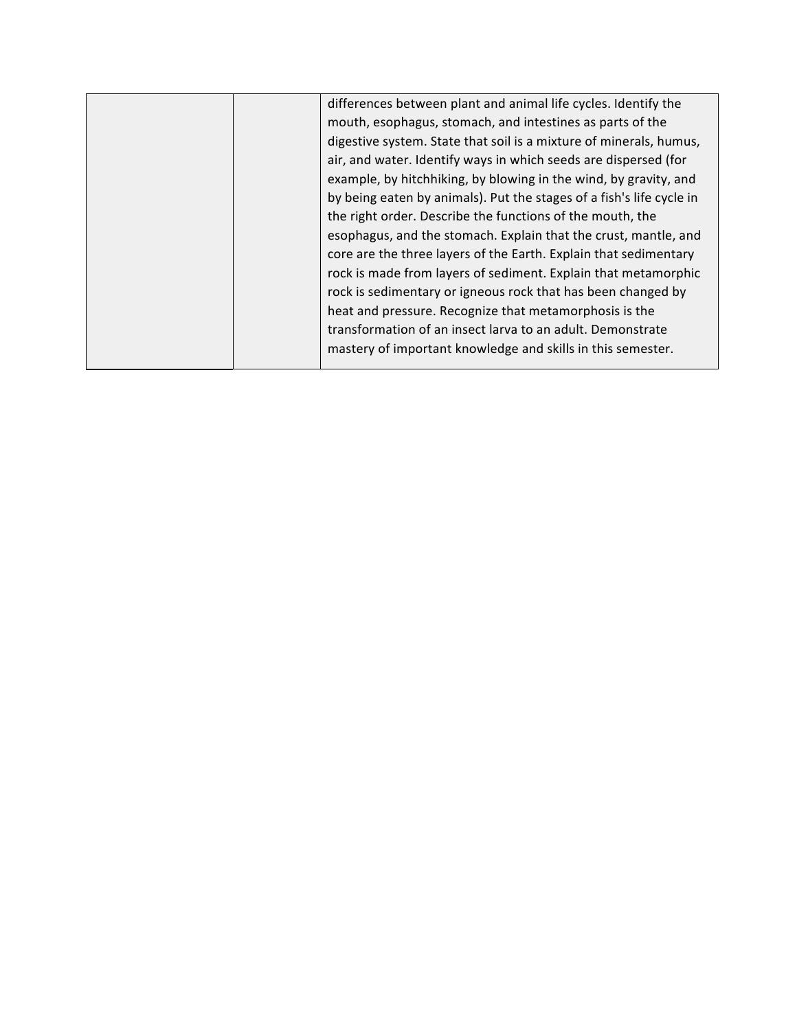| | | |
|---|---|---|
| | | differences between plant and animal life cycles. Identify the mouth, esophagus, stomach, and intestines as parts of the digestive system. State that soil is a mixture of minerals, humus, air, and water. Identify ways in which seeds are dispersed (for example, by hitchhiking, by blowing in the wind, by gravity, and by being eaten by animals). Put the stages of a fish's life cycle in the right order. Describe the functions of the mouth, the esophagus, and the stomach. Explain that the crust, mantle, and core are the three layers of the Earth. Explain that sedimentary rock is made from layers of sediment. Explain that metamorphic rock is sedimentary or igneous rock that has been changed by heat and pressure. Recognize that metamorphosis is the transformation of an insect larva to an adult. Demonstrate mastery of important knowledge and skills in this semester. |